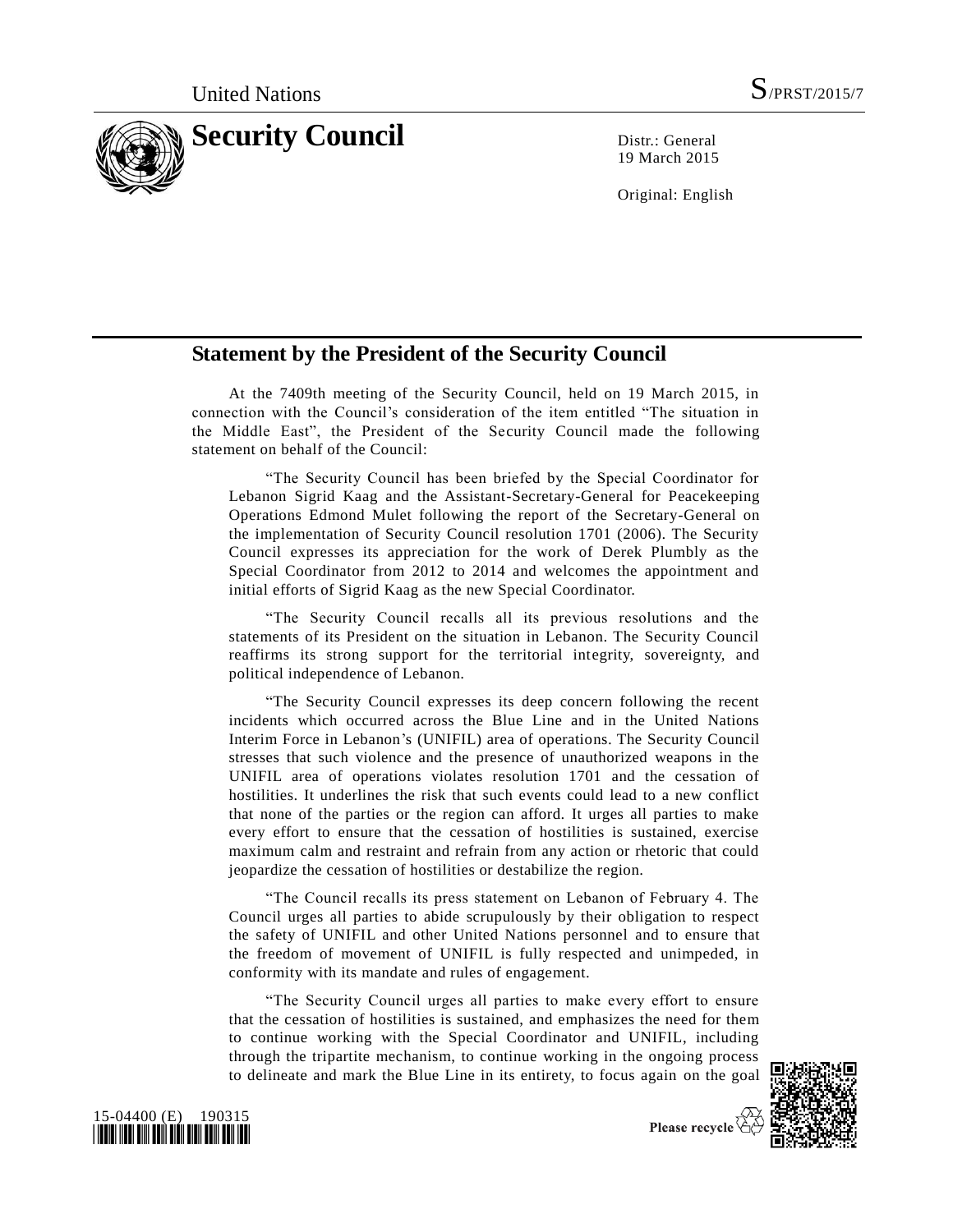United Nations S/PRST/2015/7

# Security Council

Distr.: General
19 March 2015

Original: English

## Statement by the President of the Security Council

At the 7409th meeting of the Security Council, held on 19 March 2015, in connection with the Council's consideration of the item entitled "The situation in the Middle East", the President of the Security Council made the following statement on behalf of the Council:

"The Security Council has been briefed by the Special Coordinator for Lebanon Sigrid Kaag and the Assistant-Secretary-General for Peacekeeping Operations Edmond Mulet following the report of the Secretary-General on the implementation of Security Council resolution 1701 (2006). The Security Council expresses its appreciation for the work of Derek Plumbly as the Special Coordinator from 2012 to 2014 and welcomes the appointment and initial efforts of Sigrid Kaag as the new Special Coordinator.

"The Security Council recalls all its previous resolutions and the statements of its President on the situation in Lebanon. The Security Council reaffirms its strong support for the territorial integrity, sovereignty, and political independence of Lebanon.

"The Security Council expresses its deep concern following the recent incidents which occurred across the Blue Line and in the United Nations Interim Force in Lebanon's (UNIFIL) area of operations. The Security Council stresses that such violence and the presence of unauthorized weapons in the UNIFIL area of operations violates resolution 1701 and the cessation of hostilities. It underlines the risk that such events could lead to a new conflict that none of the parties or the region can afford. It urges all parties to make every effort to ensure that the cessation of hostilities is sustained, exercise maximum calm and restraint and refrain from any action or rhetoric that could jeopardize the cessation of hostilities or destabilize the region.

"The Council recalls its press statement on Lebanon of February 4. The Council urges all parties to abide scrupulously by their obligation to respect the safety of UNIFIL and other United Nations personnel and to ensure that the freedom of movement of UNIFIL is fully respected and unimpeded, in conformity with its mandate and rules of engagement.

"The Security Council urges all parties to make every effort to ensure that the cessation of hostilities is sustained, and emphasizes the need for them to continue working with the Special Coordinator and UNIFIL, including through the tripartite mechanism, to continue working in the ongoing process to delineate and mark the Blue Line in its entirety, to focus again on the goal

15-04400 (E) 190315

Please recycle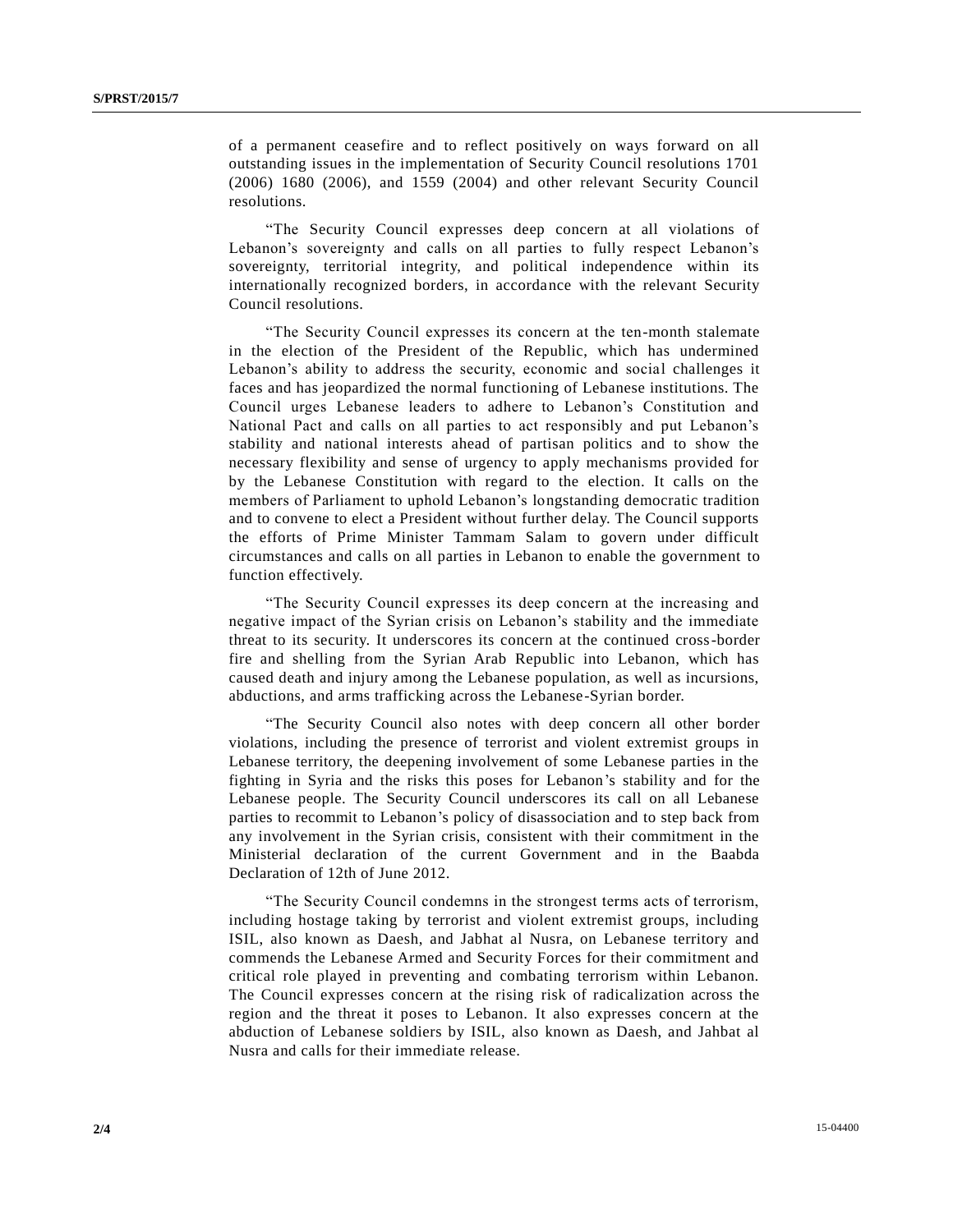of a permanent ceasefire and to reflect positively on ways forward on all outstanding issues in the implementation of Security Council resolutions 1701 (2006) 1680 (2006), and 1559 (2004) and other relevant Security Council resolutions.

"The Security Council expresses deep concern at all violations of Lebanon's sovereignty and calls on all parties to fully respect Lebanon's sovereignty, territorial integrity, and political independence within its internationally recognized borders, in accordance with the relevant Security Council resolutions.

"The Security Council expresses its concern at the ten-month stalemate in the election of the President of the Republic, which has undermined Lebanon's ability to address the security, economic and social challenges it faces and has jeopardized the normal functioning of Lebanese institutions. The Council urges Lebanese leaders to adhere to Lebanon's Constitution and National Pact and calls on all parties to act responsibly and put Lebanon's stability and national interests ahead of partisan politics and to show the necessary flexibility and sense of urgency to apply mechanisms provided for by the Lebanese Constitution with regard to the election. It calls on the members of Parliament to uphold Lebanon's longstanding democratic tradition and to convene to elect a President without further delay. The Council supports the efforts of Prime Minister Tammam Salam to govern under difficult circumstances and calls on all parties in Lebanon to enable the government to function effectively.

"The Security Council expresses its deep concern at the increasing and negative impact of the Syrian crisis on Lebanon's stability and the immediate threat to its security. It underscores its concern at the continued cross-border fire and shelling from the Syrian Arab Republic into Lebanon, which has caused death and injury among the Lebanese population, as well as incursions, abductions, and arms trafficking across the Lebanese-Syrian border.

"The Security Council also notes with deep concern all other border violations, including the presence of terrorist and violent extremist groups in Lebanese territory, the deepening involvement of some Lebanese parties in the fighting in Syria and the risks this poses for Lebanon's stability and for the Lebanese people. The Security Council underscores its call on all Lebanese parties to recommit to Lebanon's policy of disassociation and to step back from any involvement in the Syrian crisis, consistent with their commitment in the Ministerial declaration of the current Government and in the Baabda Declaration of 12th of June 2012.

"The Security Council condemns in the strongest terms acts of terrorism, including hostage taking by terrorist and violent extremist groups, including ISIL, also known as Daesh, and Jabhat al Nusra, on Lebanese territory and commends the Lebanese Armed and Security Forces for their commitment and critical role played in preventing and combating terrorism within Lebanon. The Council expresses concern at the rising risk of radicalization across the region and the threat it poses to Lebanon. It also expresses concern at the abduction of Lebanese soldiers by ISIL, also known as Daesh, and Jahbat al Nusra and calls for their immediate release.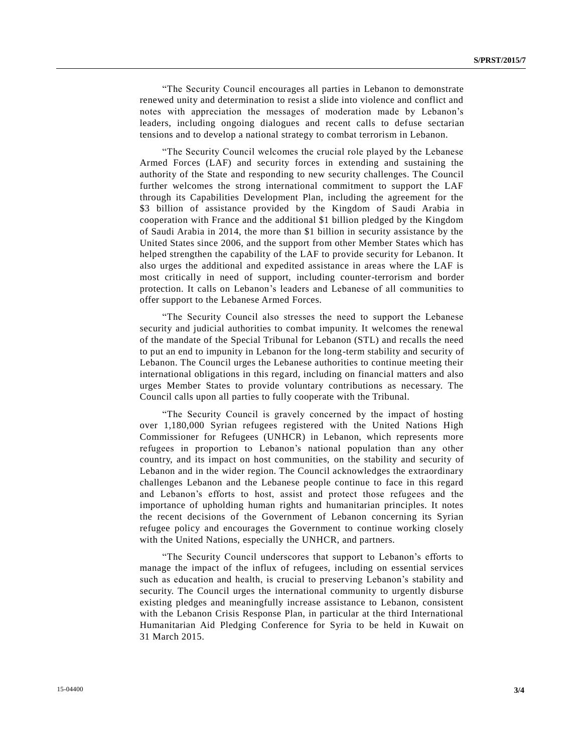"The Security Council encourages all parties in Lebanon to demonstrate renewed unity and determination to resist a slide into violence and conflict and notes with appreciation the messages of moderation made by Lebanon's leaders, including ongoing dialogues and recent calls to defuse sectarian tensions and to develop a national strategy to combat terrorism in Lebanon.

"The Security Council welcomes the crucial role played by the Lebanese Armed Forces (LAF) and security forces in extending and sustaining the authority of the State and responding to new security challenges. The Council further welcomes the strong international commitment to support the LAF through its Capabilities Development Plan, including the agreement for the $3 billion of assistance provided by the Kingdom of Saudi Arabia in cooperation with France and the additional $1 billion pledged by the Kingdom of Saudi Arabia in 2014, the more than $1 billion in security assistance by the United States since 2006, and the support from other Member States which has helped strengthen the capability of the LAF to provide security for Lebanon. It also urges the additional and expedited assistance in areas where the LAF is most critically in need of support, including counter-terrorism and border protection. It calls on Lebanon's leaders and Lebanese of all communities to offer support to the Lebanese Armed Forces.

"The Security Council also stresses the need to support the Lebanese security and judicial authorities to combat impunity. It welcomes the renewal of the mandate of the Special Tribunal for Lebanon (STL) and recalls the need to put an end to impunity in Lebanon for the long-term stability and security of Lebanon. The Council urges the Lebanese authorities to continue meeting their international obligations in this regard, including on financial matters and also urges Member States to provide voluntary contributions as necessary. The Council calls upon all parties to fully cooperate with the Tribunal.

"The Security Council is gravely concerned by the impact of hosting over 1,180,000 Syrian refugees registered with the United Nations High Commissioner for Refugees (UNHCR) in Lebanon, which represents more refugees in proportion to Lebanon's national population than any other country, and its impact on host communities, on the stability and security of Lebanon and in the wider region. The Council acknowledges the extraordinary challenges Lebanon and the Lebanese people continue to face in this regard and Lebanon's efforts to host, assist and protect those refugees and the importance of upholding human rights and humanitarian principles. It notes the recent decisions of the Government of Lebanon concerning its Syrian refugee policy and encourages the Government to continue working closely with the United Nations, especially the UNHCR, and partners.

"The Security Council underscores that support to Lebanon's efforts to manage the impact of the influx of refugees, including on essential services such as education and health, is crucial to preserving Lebanon's stability and security. The Council urges the international community to urgently disburse existing pledges and meaningfully increase assistance to Lebanon, consistent with the Lebanon Crisis Response Plan, in particular at the third International Humanitarian Aid Pledging Conference for Syria to be held in Kuwait on 31 March 2015.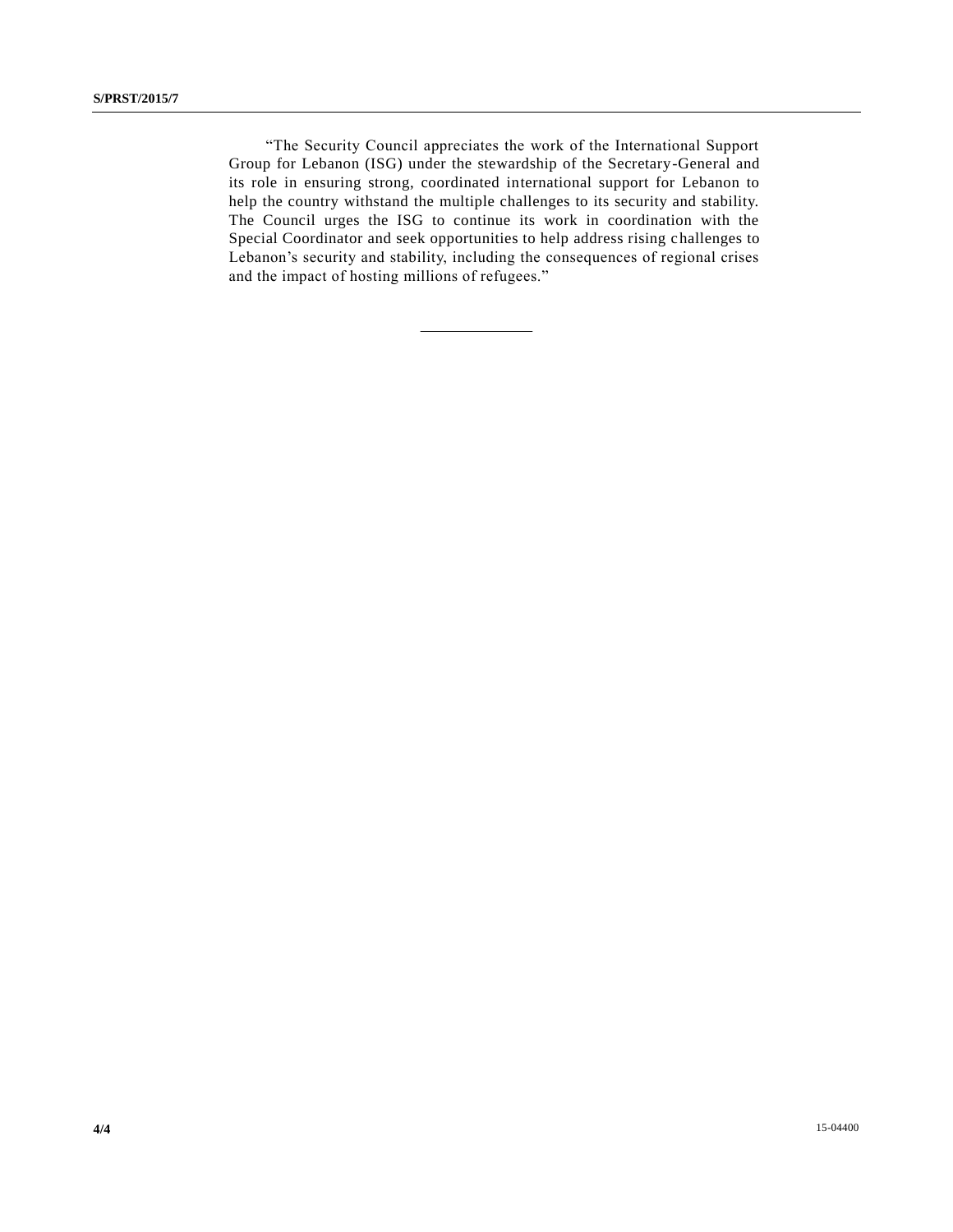"The Security Council appreciates the work of the International Support Group for Lebanon (ISG) under the stewardship of the Secretary-General and its role in ensuring strong, coordinated international support for Lebanon to help the country withstand the multiple challenges to its security and stability. The Council urges the ISG to continue its work in coordination with the Special Coordinator and seek opportunities to help address rising challenges to Lebanon's security and stability, including the consequences of regional crises and the impact of hosting millions of refugees."